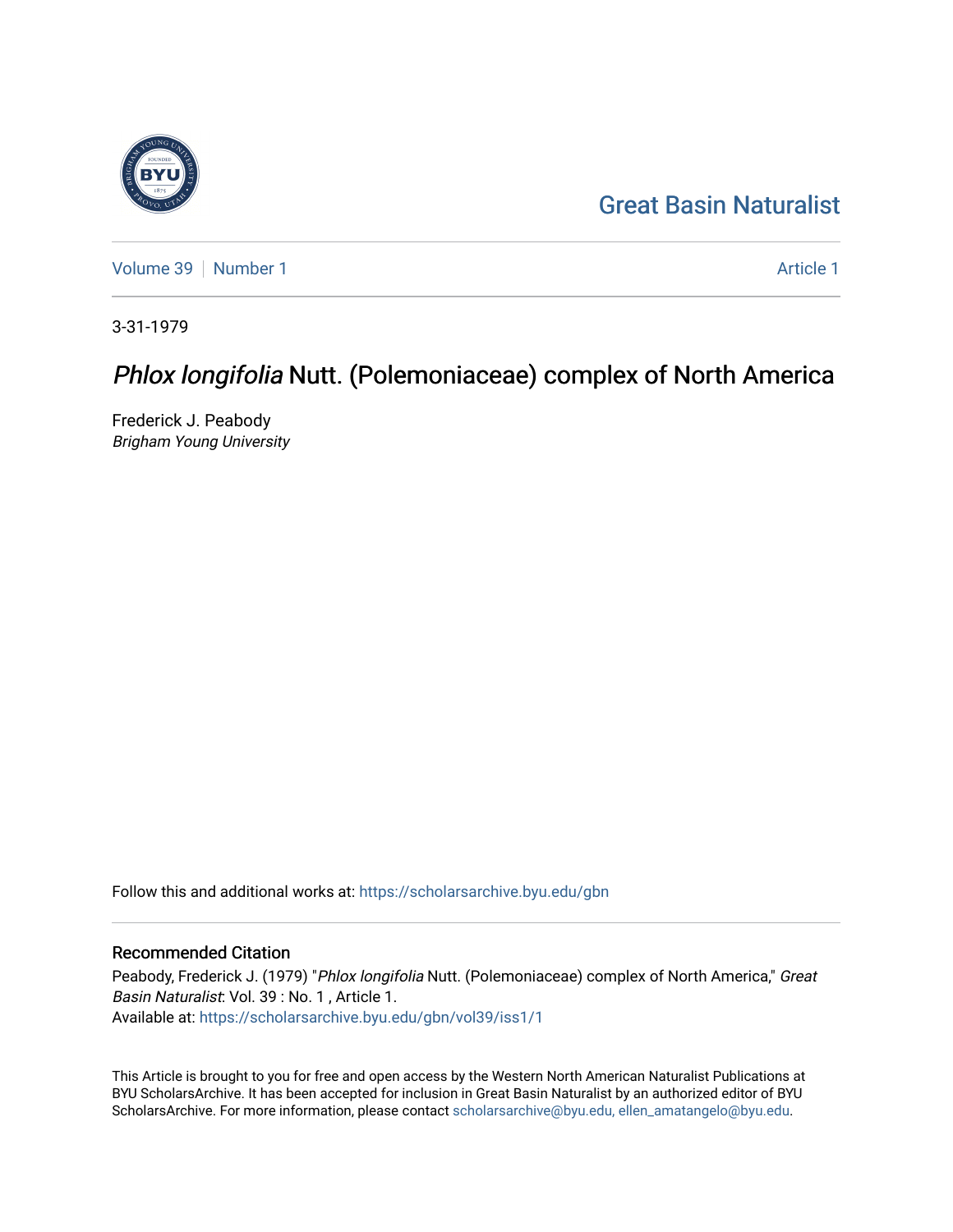Great Basin Naturalist

Volume 39 | Number 1

Article 1

3-31-1979

# *Phlox longifolia* Nutt. (Polemoniaceae) complex of North America

Frederick J. Peabody
*Brigham Young University*

Follow this and additional works at: https://scholarsarchive.byu.edu/gbn

## Recommended Citation

Peabody, Frederick J. (1979) "*Phlox longifolia* Nutt. (Polemoniaceae) complex of North America," *Great Basin Naturalist*: Vol. 39 : No. 1 , Article 1.
Available at: https://scholarsarchive.byu.edu/gbn/vol39/iss1/1

This Article is brought to you for free and open access by the Western North American Naturalist Publications at BYU ScholarsArchive. It has been accepted for inclusion in Great Basin Naturalist by an authorized editor of BYU ScholarsArchive. For more information, please contact scholarsarchive@byu.edu, ellen_amatangelo@byu.edu.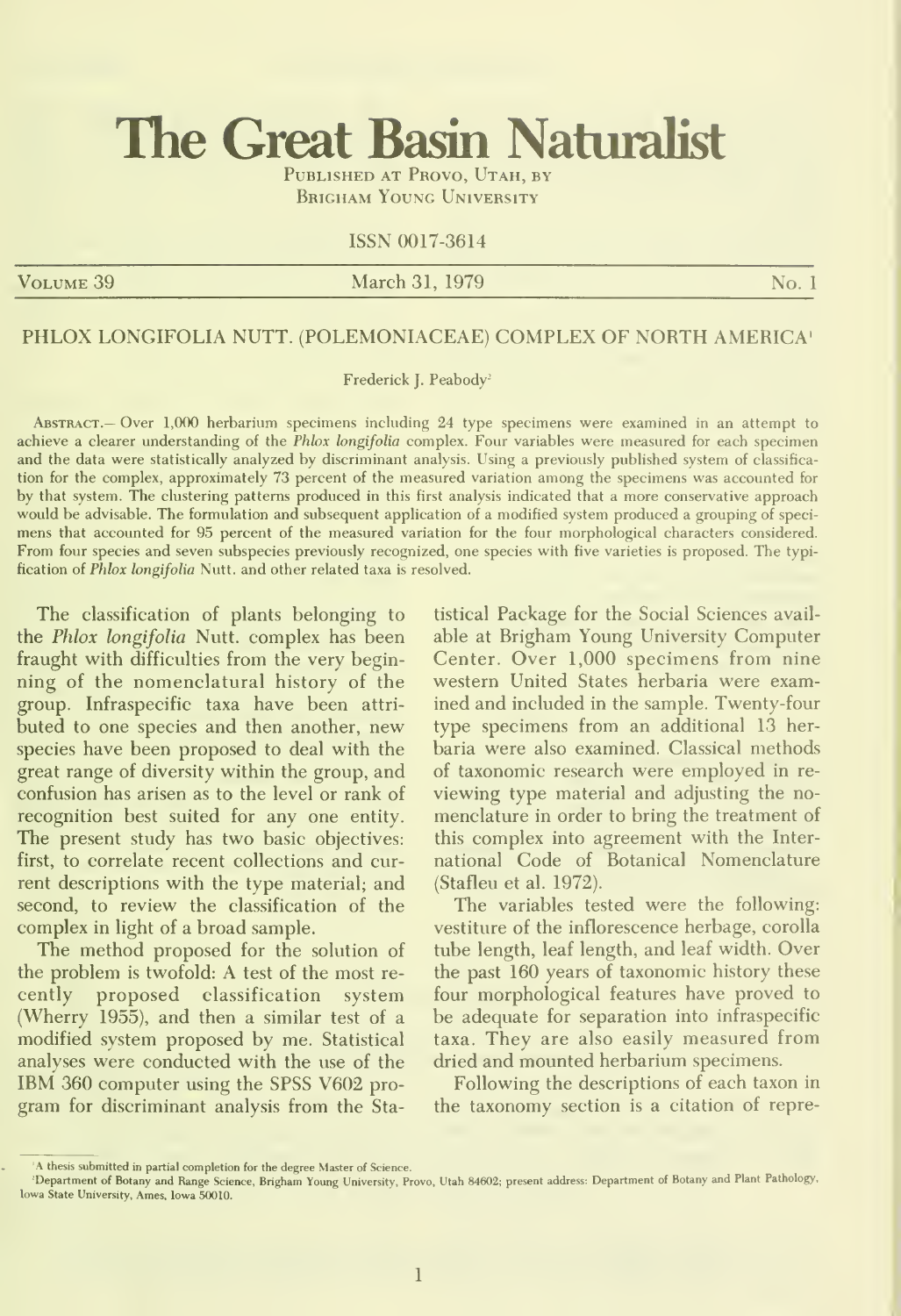# The Great Basin Naturalist

Published at Provo, Utah, by
Brigham Young University

ISSN 0017-3614

Volume 39 | March 31, 1979 | No. 1

## PHLOX LONGIFOLIA NUTT. (POLEMONIACEAE) COMPLEX OF NORTH AMERICA[1]

Frederick J. Peabody[2]

Abstract.— Over 1,000 herbarium specimens including 24 type specimens were examined in an attempt to achieve a clearer understanding of the *Phlox longifolia* complex. Four variables were measured for each specimen and the data were statistically analyzed by discriminant analysis. Using a previously published system of classification for the complex, approximately 73 percent of the measured variation among the specimens was accounted for by that system. The clustering patterns produced in this first analysis indicated that a more conservative approach would be advisable. The formulation and subsequent application of a modified system produced a grouping of specimens that accounted for 95 percent of the measured variation for the four morphological characters considered. From four species and seven subspecies previously recognized, one species with five varieties is proposed. The typification of *Phlox longifolia* Nutt. and other related taxa is resolved.

The classification of plants belonging to the *Phlox longifolia* Nutt. complex has been fraught with difficulties from the very beginning of the nomenclatural history of the group. Infraspecific taxa have been attributed to one species and then another, new species have been proposed to deal with the great range of diversity within the group, and confusion has arisen as to the level or rank of recognition best suited for any one entity. The present study has two basic objectives: first, to correlate recent collections and current descriptions with the type material; and second, to review the classification of the complex in light of a broad sample.

The method proposed for the solution of the problem is twofold: A test of the most recently proposed classification system (Wherry 1955), and then a similar test of a modified system proposed by me. Statistical analyses were conducted with the use of the IBM 360 computer using the SPSS V602 program for discriminant analysis from the Statistical Package for the Social Sciences available at Brigham Young University Computer Center. Over 1,000 specimens from nine western United States herbaria were examined and included in the sample. Twenty-four type specimens from an additional 13 herbaria were also examined. Classical methods of taxonomic research were employed in reviewing type material and adjusting the nomenclature in order to bring the treatment of this complex into agreement with the International Code of Botanical Nomenclature (Stafleu et al. 1972).

The variables tested were the following: vestiture of the inflorescence herbage, corolla tube length, leaf length, and leaf width. Over the past 160 years of taxonomic history these four morphological features have proved to be adequate for separation into infraspecific taxa. They are also easily measured from dried and mounted herbarium specimens.

Following the descriptions of each taxon in the taxonomy section is a citation of repre-

[1]A thesis submitted in partial completion for the degree Master of Science.

[2]Department of Botany and Range Science, Brigham Young University, Provo, Utah 84602; present address: Department of Botany and Plant Pathology, Iowa State University, Ames, Iowa 50010.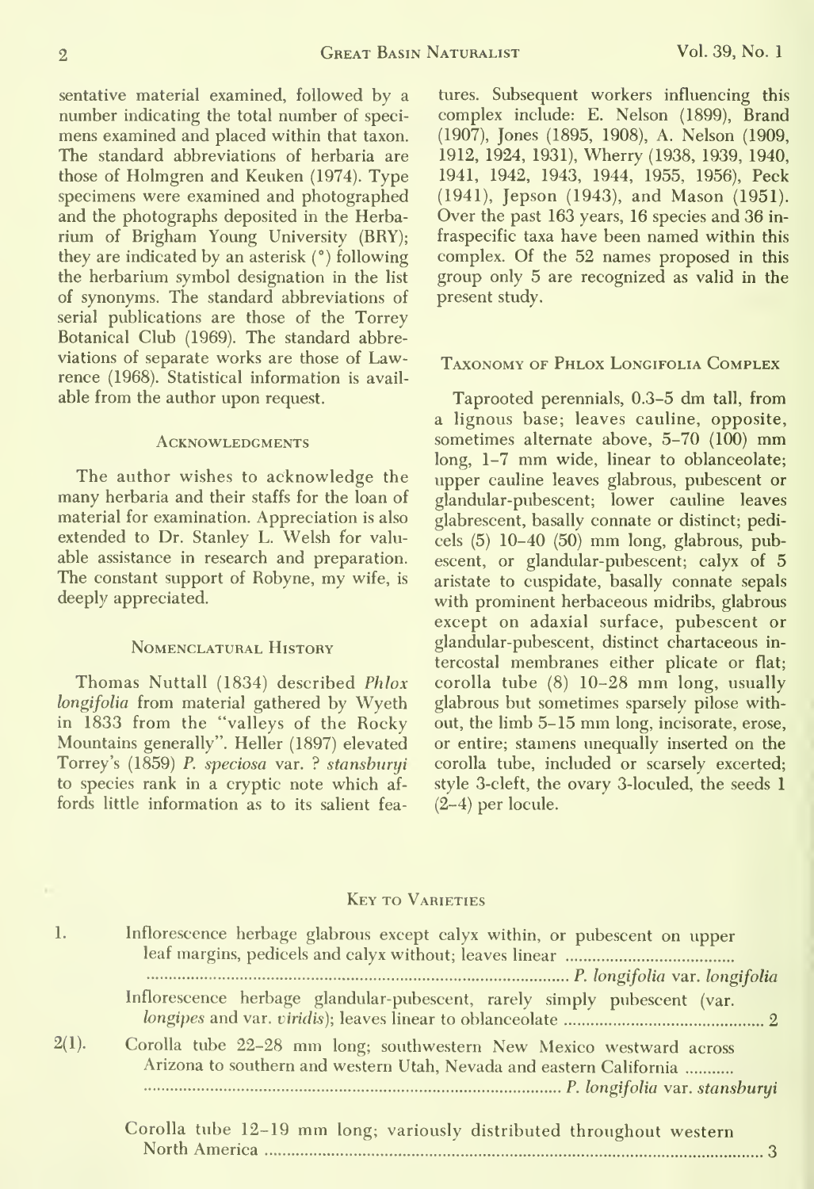sentative material examined, followed by a number indicating the total number of specimens examined and placed within that taxon. The standard abbreviations of herbaria are those of Holmgren and Keuken (1974). Type specimens were examined and photographed and the photographs deposited in the Herbarium of Brigham Young University (BRY); they are indicated by an asterisk (*) following the herbarium symbol designation in the list of synonyms. The standard abbreviations of serial publications are those of the Torrey Botanical Club (1969). The standard abbreviations of separate works are those of Lawrence (1968). Statistical information is available from the author upon request.

## Acknowledgments

The author wishes to acknowledge the many herbaria and their staffs for the loan of material for examination. Appreciation is also extended to Dr. Stanley L. Welsh for valuable assistance in research and preparation. The constant support of Robyne, my wife, is deeply appreciated.

## Nomenclatural History

Thomas Nuttall (1834) described *Phlox longifolia* from material gathered by Wyeth in 1833 from the "valleys of the Rocky Mountains generally". Heller (1897) elevated Torrey's (1859) *P. speciosa* var. ? *stansburyi* to species rank in a cryptic note which affords little information as to its salient features. Subsequent workers influencing this complex include: E. Nelson (1899), Brand (1907), Jones (1895, 1908), A. Nelson (1909, 1912, 1924, 1931), Wherry (1938, 1939, 1940, 1941, 1942, 1943, 1944, 1955, 1956), Peck (1941), Jepson (1943), and Mason (1951). Over the past 163 years, 16 species and 36 infraspecific taxa have been named within this complex. Of the 52 names proposed in this group only 5 are recognized as valid in the present study.

## Taxonomy of Phlox Longifolia Complex

Taprooted perennials, 0.3–5 dm tall, from a lignous base; leaves cauline, opposite, sometimes alternate above, 5–70 (100) mm long, 1–7 mm wide, linear to oblanceolate; upper cauline leaves glabrous, pubescent or glandular-pubescent; lower cauline leaves glabrescent, basally connate or distinct; pedicels (5) 10–40 (50) mm long, glabrous, pubescent, or glandular-pubescent; calyx of 5 aristate to cuspidate, basally connate sepals with prominent herbaceous midribs, glabrous except on adaxial surface, pubescent or glandular-pubescent, distinct chartaceous intercostal membranes either plicate or flat; corolla tube (8) 10–28 mm long, usually glabrous but sometimes sparsely pilose without, the limb 5–15 mm long, incisorate, erose, or entire; stamens unequally inserted on the corolla tube, included or scarsely excerted; style 3-cleft, the ovary 3-loculed, the seeds 1 (2–4) per locule.

## Key to Varieties

1. Inflorescence herbage glabrous except calyx within, or pubescent on upper leaf margins, pedicels and calyx without; leaves linear .................................... *P. longifolia* var. *longifolia*
   Inflorescence herbage glandular-pubescent, rarely simply pubescent (var. *longipes* and var. *viridis*); leaves linear to oblanceolate .................................... 2

2(1). Corolla tube 22–28 mm long; southwestern New Mexico westward across Arizona to southern and western Utah, Nevada and eastern California ........... .................................... *P. longifolia* var. *stansburyi*
   Corolla tube 12–19 mm long; variously distributed throughout western North America .................................... 3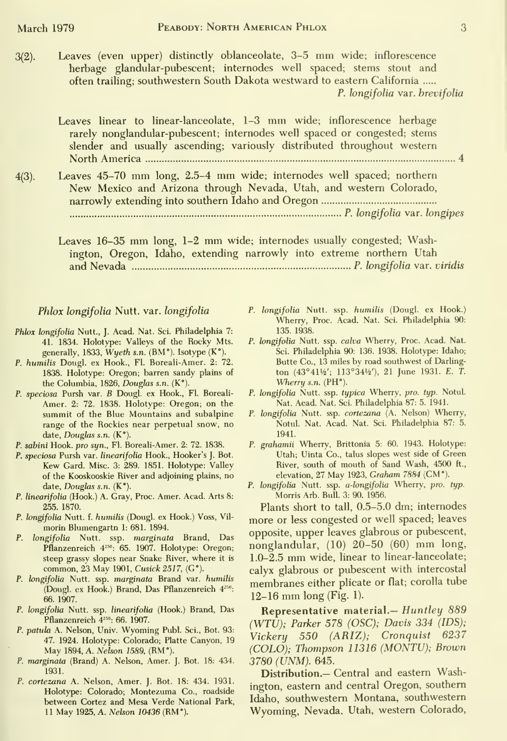3(2). Leaves (even upper) distinctly oblanceolate, 3–5 mm wide; inflorescence herbage glandular-pubescent; internodes well spaced; stems stout and often trailing; southwestern South Dakota westward to eastern California ..... *P. longifolia* var. *brevifolia*

Leaves linear to linear-lanceolate, 1–3 mm wide; inflorescence herbage rarely nonglandular-pubescent; internodes well spaced or congested; stems slender and usually ascending; variously distributed throughout western North America ........................................ 4

4(3). Leaves 45–70 mm long, 2.5–4 mm wide; internodes well spaced; northern New Mexico and Arizona through Nevada, Utah, and western Colorado, narrowly extending into southern Idaho and Oregon ........................................ *P. longifolia* var. *longipes*

Leaves 16–35 mm long, 1–2 mm wide; internodes usually congested; Washington, Oregon, Idaho, extending narrowly into extreme northern Utah and Nevada ........................................ *P. longifolia* var. *viridis*

### *Phlox longifolia* Nutt. var. *longifolia*

*Phlox longifolia* Nutt., J. Acad. Nat. Sci. Philadelphia 7: 41. 1834. Holotype: Valleys of the Rocky Mts. generally, 1833, *Wyeth s.n.* (BM°). Isotype (K°).

*P. humilis* Dougl. ex Hook., Fl. Boreali-Amer. 2: 72. 1838. Holotype: Oregon; barren sandy plains of the Columbia, 1826, *Douglas s.n.* (K°).

*P. speciosa* Pursh var. *B* Dougl. ex Hook., Fl. Boreali-Amer. 2: 72. 1838. Holotype: Oregon; on the summit of the Blue Mountains and subalpine range of the Rockies near perpetual snow, no date, *Douglas s.n.* (K°).

*P. sabini* Hook. *pro syn.*, Fl. Boreali-Amer. 2: 72. 1838.

*P. speciosa* Pursh var. *linearifolia* Hook., Hooker's J. Bot. Kew Gard. Misc. 3: 289. 1851. Holotype: Valley of the Kooskooskie River and adjoining plains, no date, *Douglas s.n.* (K°).

*P. linearifolia* (Hook.) A. Gray, Proc. Amer. Acad. Arts 8: 255. 1870.

*P. longifolia* Nutt. f. *humilis* (Dougl. ex Hook.) Voss, Vilmorin Blumengartn 1: 681. 1894.

*P. longifolia* Nutt. ssp. *marginata* Brand, Das Pflanzenreich 4[250]: 65. 1907. Holotype: Oregon; steep grassy slopes near Snake River, where it is common, 23 May 1901, *Cusick 2517*, (G°).

*P. longifolia* Nutt. ssp. *marginata* Brand var. *humilis* (Dougl. ex Hook.) Brand, Das Pflanzenreich 4[250]: 66. 1907.

*P. longifolia* Nutt. ssp. *linearifolia* (Hook.) Brand, Das Pflanzenreich 4[250]: 66. 1907.

*P. patula* A. Nelson, Univ. Wyoming Publ. Sci., Bot. 93: 47. 1924. Holotype: Colorado; Platte Canyon, 19 May 1894, *A. Nelson 1589*, (RM°).

*P. marginata* (Brand) A. Nelson, Amer. J. Bot. 18: 434. 1931.

*P. cortezana* A. Nelson, Amer. J. Bot. 18: 434. 1931. Holotype: Colorado; Montezuma Co., roadside between Cortez and Mesa Verde National Park, 11 May 1925, *A. Nelson 10436* (RM°).

*P. longifolia* Nutt. ssp. *humilis* (Dougl. ex Hook.) Wherry, Proc. Acad. Nat. Sci. Philadelphia 90: 135. 1938.

*P. longifolia* Nutt. ssp. *calva* Wherry, Proc. Acad. Nat. Sci. Philadelphia 90: 136. 1938. Holotype: Idaho; Butte Co., 13 miles by road southwest of Darlington (43°41½'; 113°34½'), 21 June 1931. *E. T. Wherry s.n.* (PH°).

*P. longifolia* Nutt. ssp. *typica* Wherry, *pro. typ.* Notul. Nat. Acad. Nat. Sci. Philadelphia 87: 5. 1941.

*P. longifolia* Nutt. ssp. *cortezana* (A. Nelson) Wherry, Notul. Nat. Acad. Nat. Sci. Philadelphia 87: 5. 1941.

*P. grahamii* Wherry, Brittonia 5: 60. 1943. Holotype: Utah; Uinta Co., talus slopes west side of Green River, south of mouth of Sand Wash, 4500 ft., elevation, 27 May 1923, *Graham 7884* (CM°).

*P. longifolia* Nutt. ssp. *a-longifolia* Wherry, *pro. typ.* Morris Arb. Bull. 3: 90. 1956.

Plants short to tall, 0.5–5.0 dm; internodes more or less congested or well spaced; leaves opposite, upper leaves glabrous or pubescent, nonglandular, (10) 20–50 (60) mm long, 1.0–2.5 mm wide, linear to linear-lanceolate; calyx glabrous or pubescent with intercostal membranes either plicate or flat; corolla tube 12–16 mm long (Fig. 1).

**Representative material.**— *Huntley 889 (WTU); Parker 578 (OSC); Davis 334 (IDS); Vickery 550 (ARIZ); Cronquist 6237 (COLO); Thompson 11316 (MONTU); Brown 3780 (UNM).* 645.

**Distribution.**— Central and eastern Washington, eastern and central Oregon, southern Idaho, southwestern Montana, southwestern Wyoming, Nevada, Utah, western Colorado,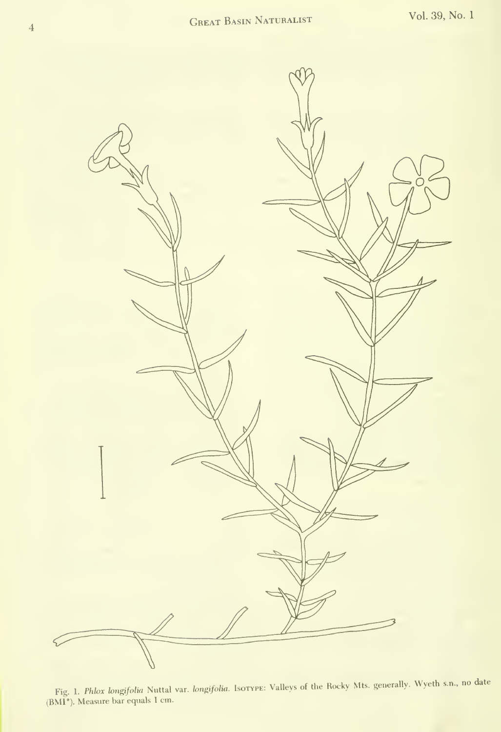Fig. 1. *Phlox longifolia* Nuttal var. *longifolia*. Isotype: Valleys of the Rocky Mts. generally. Wyeth s.n., no date (BMI°). Measure bar equals 1 cm.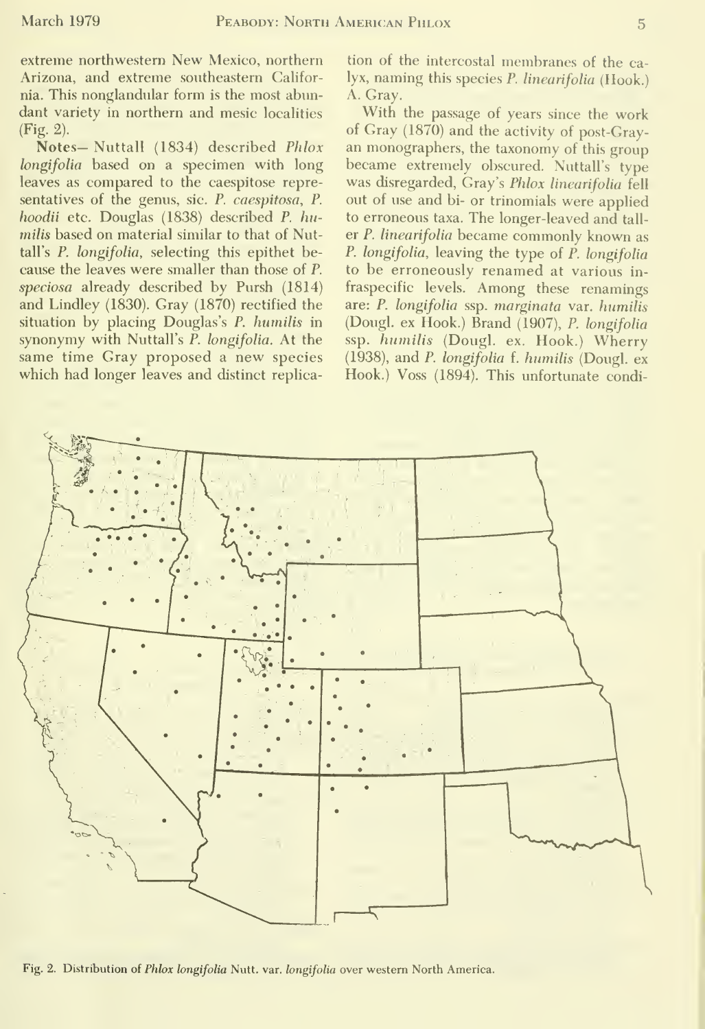extreme northwestern New Mexico, northern Arizona, and extreme southeastern California. This nonglandular form is the most abundant variety in northern and mesic localities (Fig. 2).

**Notes**— Nuttall (1834) described *Phlox longifolia* based on a specimen with long leaves as compared to the caespitose representatives of the genus, sic. *P. caespitosa*, *P. hoodii* etc. Douglas (1838) described *P. humilis* based on material similar to that of Nuttall's *P. longifolia*, selecting this epithet because the leaves were smaller than those of *P. speciosa* already described by Pursh (1814) and Lindley (1830). Gray (1870) rectified the situation by placing Douglas's *P. humilis* in synonymy with Nuttall's *P. longifolia*. At the same time Gray proposed a new species which had longer leaves and distinct replication of the intercostal membranes of the calyx, naming this species *P. linearifolia* (Hook.) A. Gray.

With the passage of years since the work of Gray (1870) and the activity of post-Grayan monographers, the taxonomy of this group became extremely obscured. Nuttall's type was disregarded, Gray's *Phlox linearifolia* fell out of use and bi- or trinomials were applied to erroneous taxa. The longer-leaved and taller *P. linearifolia* became commonly known as *P. longifolia*, leaving the type of *P. longifolia* to be erroneously renamed at various infraspecific levels. Among these renamings are: *P. longifolia* ssp. *marginata* var. *humilis* (Dougl. ex Hook.) Brand (1907), *P. longifolia* ssp. *humilis* (Dougl. ex. Hook.) Wherry (1938), and *P. longifolia* f. *humilis* (Dougl. ex Hook.) Voss (1894). This unfortunate condi-

Fig. 2. Distribution of *Phlox longifolia* Nutt. var. *longifolia* over western North America.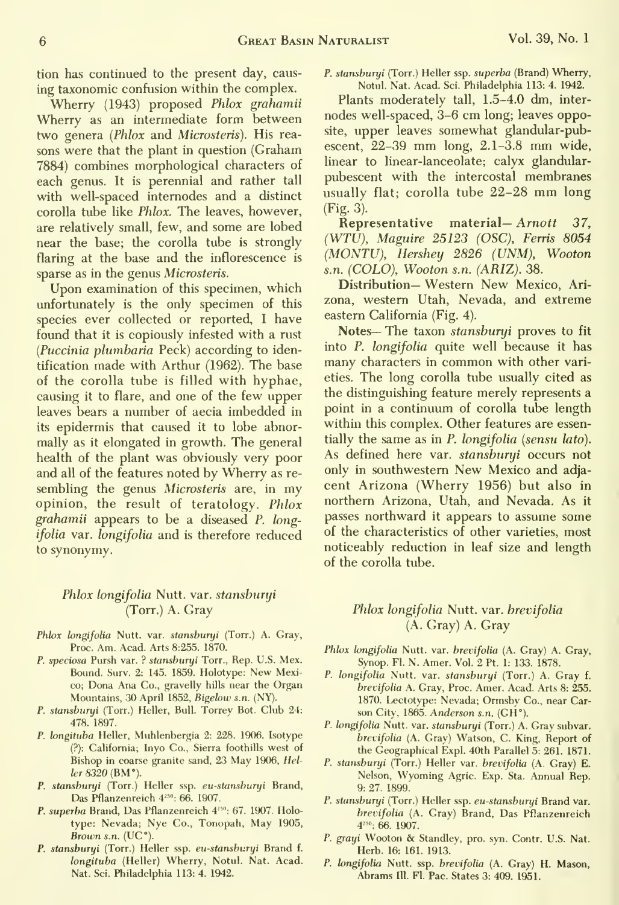tion has continued to the present day, causing taxonomic confusion within the complex.

Wherry (1943) proposed *Phlox grahamii* Wherry as an intermediate form between two genera (*Phlox* and *Microsteris*). His reasons were that the plant in question (Graham 7884) combines morphological characters of each genus. It is perennial and rather tall with well-spaced internodes and a distinct corolla tube like *Phlox*. The leaves, however, are relatively small, few, and some are lobed near the base; the corolla tube is strongly flaring at the base and the inflorescence is sparse as in the genus *Microsteris*.

Upon examination of this specimen, which unfortunately is the only specimen of this species ever collected or reported, I have found that it is copiously infested with a rust (*Puccinia plumbaria* Peck) according to identification made with Arthur (1962). The base of the corolla tube is filled with hyphae, causing it to flare, and one of the few upper leaves bears a number of aecia imbedded in its epidermis that caused it to lobe abnormally as it elongated in growth. The general health of the plant was obviously very poor and all of the features noted by Wherry as resembling the genus *Microsteris* are, in my opinion, the result of teratology. *Phlox grahamii* appears to be a diseased *P. longifolia* var. *longifolia* and is therefore reduced to synonymy.

### *Phlox longifolia* Nutt. var. *stansburyi* (Torr.) A. Gray

*Phlox longifolia* Nutt. var. *stansburyi* (Torr.) A. Gray, Proc. Am. Acad. Arts 8:255. 1870.

*P. speciosa* Pursh var. ? *stansburyi* Torr., Rep. U.S. Mex. Bound. Surv. 2: 145. 1859. Holotype: New Mexico; Dona Ana Co., gravelly hills near the Organ Mountains, 30 April 1852, *Bigelow s.n.* (NY).

*P. stansburyi* (Torr.) Heller, Bull. Torrey Bot. Club 24: 478. 1897.

*P. longituba* Heller, Muhlenbergia 2: 228. 1906. Isotype (?): California; Inyo Co., Sierra foothills west of Bishop in coarse granite sand, 23 May 1906, *Heller 8320* (BM*).

*P. stansburyi* (Torr.) Heller ssp. *eu-stansburyi* Brand, Das Pflanzenreich 4[250]: 66. 1907.

*P. superba* Brand, Das Pflanzenreich 4[250]: 67. 1907. Holotype: Nevada; Nye Co., Tonopah, May 1905, *Brown s.n.* (UC*).

*P. stansburyi* (Torr.) Heller ssp. *eu-stansburyi* Brand f. *longituba* (Heller) Wherry, Notul. Nat. Acad. Nat. Sci. Philadelphia 113: 4. 1942.

*P. stansburyi* (Torr.) Heller ssp. *superba* (Brand) Wherry, Notul. Nat. Acad. Sci. Philadelphia 113: 4. 1942.

Plants moderately tall, 1.5–4.0 dm, internodes well-spaced, 3–6 cm long; leaves opposite, upper leaves somewhat glandular-pubescent, 22–39 mm long, 2.1–3.8 mm wide, linear to linear-lanceolate; calyx glandular-pubescent with the intercostal membranes usually flat; corolla tube 22–28 mm long (Fig. 3).

**Representative material**— *Arnott 37, (WTU), Maguire 25123 (OSC), Ferris 8054 (MONTU), Hershey 2826 (UNM), Wooton s.n. (COLO), Wooton s.n. (ARIZ)*. 38.

**Distribution**— Western New Mexico, Arizona, western Utah, Nevada, and extreme eastern California (Fig. 4).

**Notes**— The taxon *stansburyi* proves to fit into *P. longifolia* quite well because it has many characters in common with other varieties. The long corolla tube usually cited as the distinguishing feature merely represents a point in a continuum of corolla tube length within this complex. Other features are essentially the same as in *P. longifolia* (*sensu lato*). As defined here var. *stansburyi* occurs not only in southwestern New Mexico and adjacent Arizona (Wherry 1956) but also in northern Arizona, Utah, and Nevada. As it passes northward it appears to assume some of the characteristics of other varieties, most noticeably reduction in leaf size and length of the corolla tube.

### *Phlox longifolia* Nutt. var. *brevifolia* (A. Gray) A. Gray

*Phlox longifolia* Nutt. var. *brevifolia* (A. Gray) A. Gray, Synop. Fl. N. Amer. Vol. 2 Pt. 1: 133. 1878.

*P. longifolia* Nutt. var. *stansburyi* (Torr.) A. Gray f. *brevifolia* A. Gray, Proc. Amer. Acad. Arts 8: 255. 1870. Lectotype: Nevada; Ormsby Co., near Carson City, 1865. *Anderson s.n.* (GH*).

*P. longifolia* Nutt. var. *stansburyi* (Torr.) A. Gray subvar. *brevifolia* (A. Gray) Watson, C. King, Report of the Geographical Expl. 40th Parallel 5: 261. 1871.

*P. stansburyi* (Torr.) Heller var. *brevifolia* (A. Gray) E. Nelson, Wyoming Agric. Exp. Sta. Annual Rep. 9: 27. 1899.

*P. stansburyi* (Torr.) Heller ssp. *eu-stansburyi* Brand var. *brevifolia* (A. Gray) Brand, Das Pflanzenreich 4[250]: 66. 1907.

*P. grayi* Wooton & Standley, pro. syn. Contr. U.S. Nat. Herb. 16: 161. 1913.

*P. longifolia* Nutt. ssp. *brevifolia* (A. Gray) H. Mason, Abrams Ill. Fl. Pac. States 3: 409. 1951.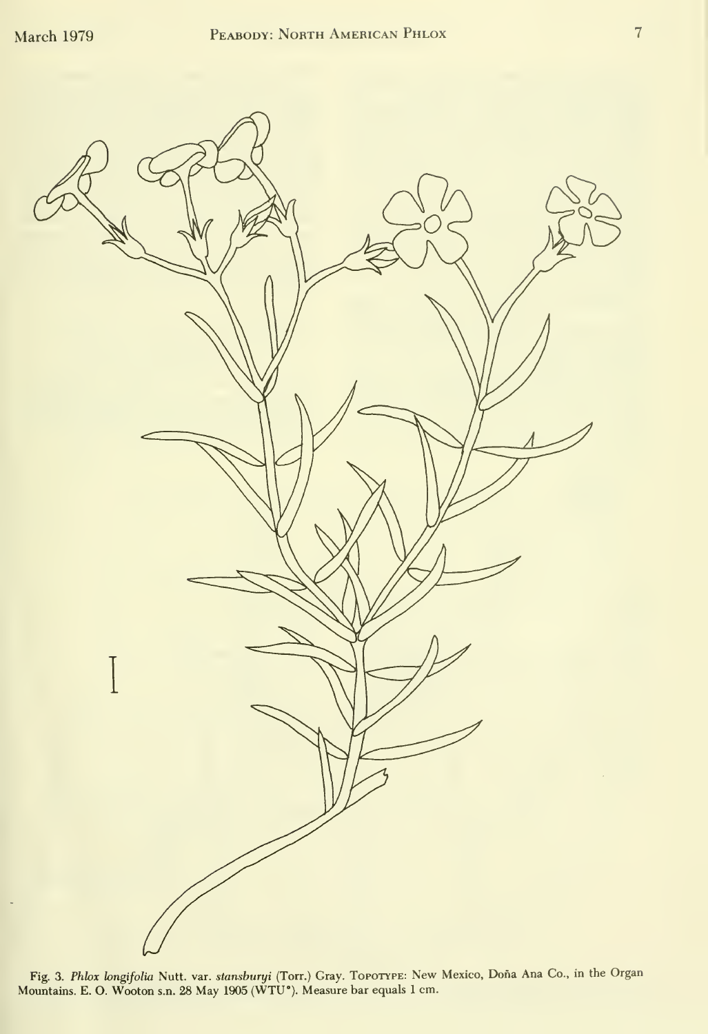Fig. 3. *Phlox longifolia* Nutt. var. *stansburyi* (Torr.) Gray. TOPOTYPE: New Mexico, Doña Ana Co., in the Organ Mountains. E. O. Wooton s.n. 28 May 1905 (WTU*). Measure bar equals 1 cm.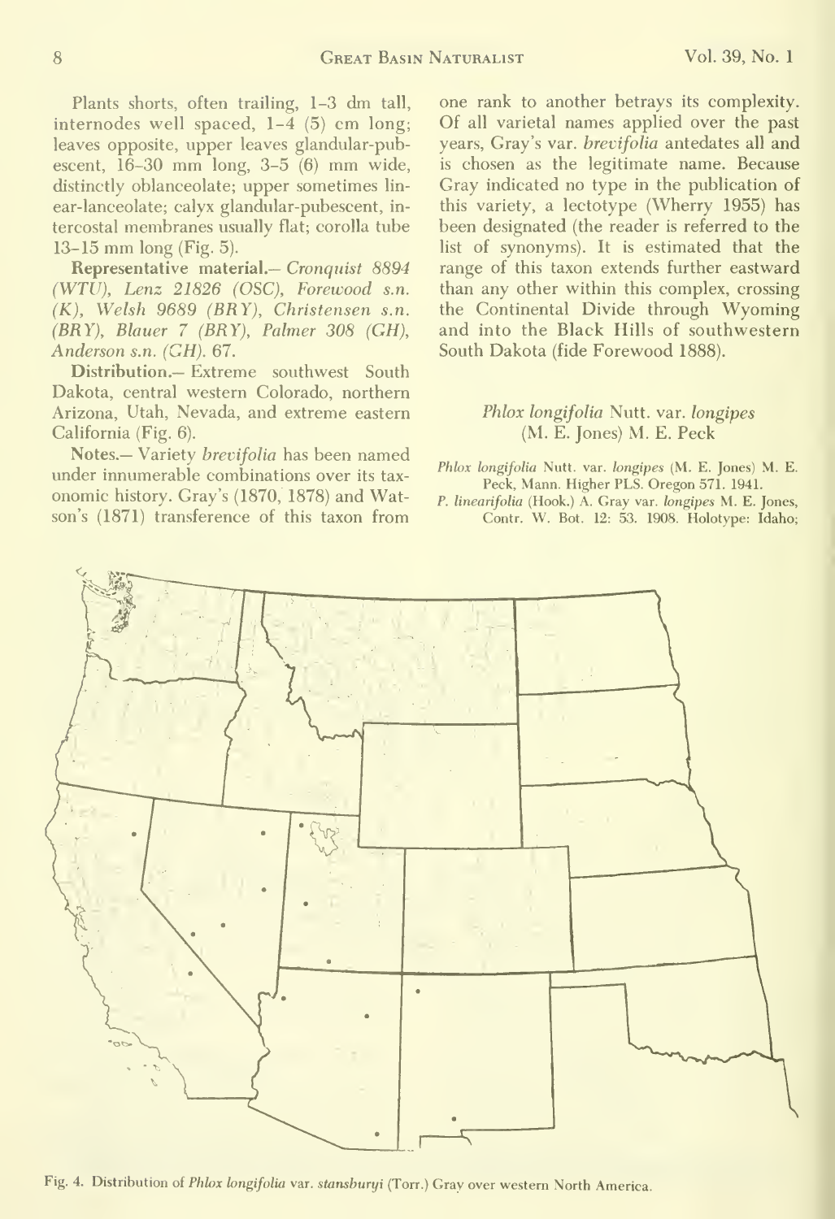Plants shorts, often trailing, 1–3 dm tall, internodes well spaced, 1–4 (5) cm long; leaves opposite, upper leaves glandular-pubescent, 16–30 mm long, 3–5 (6) mm wide, distinctly oblanceolate; upper sometimes linear-lanceolate; calyx glandular-pubescent, intercostal membranes usually flat; corolla tube 13–15 mm long (Fig. 5).

**Representative material.**— *Cronquist 8894 (WTU), Lenz 21826 (OSC), Forewood s.n. (K), Welsh 9689 (BRY), Christensen s.n. (BRY), Blauer 7 (BRY), Palmer 308 (GH), Anderson s.n. (GH).* 67.

**Distribution.**— Extreme southwest South Dakota, central western Colorado, northern Arizona, Utah, Nevada, and extreme eastern California (Fig. 6).

**Notes.**— Variety *brevifolia* has been named under innumerable combinations over its taxonomic history. Gray's (1870, 1878) and Watson's (1871) transference of this taxon from one rank to another betrays its complexity. Of all varietal names applied over the past years, Gray's var. *brevifolia* antedates all and is chosen as the legitimate name. Because Gray indicated no type in the publication of this variety, a lectotype (Wherry 1955) has been designated (the reader is referred to the list of synonyms). It is estimated that the range of this taxon extends further eastward than any other within this complex, crossing the Continental Divide through Wyoming and into the Black Hills of southwestern South Dakota (fide Forewood 1888).

### *Phlox longifolia* Nutt. var. *longipes* (M. E. Jones) M. E. Peck

*Phlox longifolia* Nutt. var. *longipes* (M. E. Jones) M. E. Peck, Mann. Higher PLS. Oregon 571. 1941.

*P. linearifolia* (Hook.) A. Gray var. *longipes* M. E. Jones, Contr. W. Bot. 12: 53. 1908. Holotype: Idaho;

Fig. 4. Distribution of *Phlox longifolia* var. *stansburyi* (Torr.) Gray over western North America.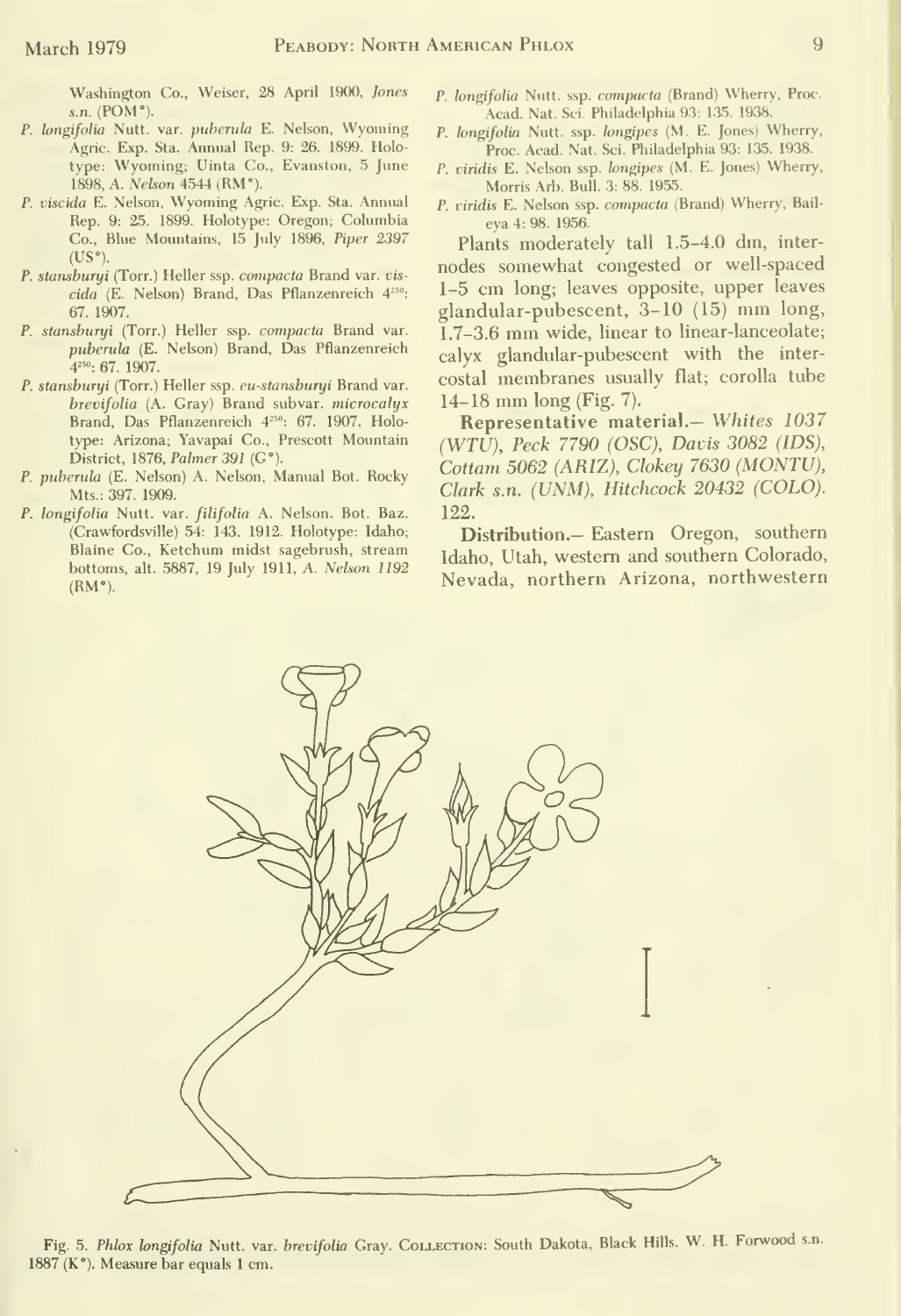Washington Co., Weiser, 28 April 1900, *Jones s.n.* (POM*).

*P. longifolia* Nutt. var. *puberula* E. Nelson, Wyoming Agric. Exp. Sta. Annual Rep. 9: 26. 1899. Holotype: Wyoming; Uinta Co., Evanston, 5 June 1898, *A. Nelson 4544* (RM*).

*P. viscida* E. Nelson, Wyoming Agric. Exp. Sta. Annual Rep. 9: 25. 1899. Holotype: Oregon; Columbia Co., Blue Mountains, 15 July 1896, *Piper 2397* (US*).

*P. stansburyi* (Torr.) Heller ssp. *compacta* Brand var. *viscida* (E. Nelson) Brand, Das Pflanzenreich 4[250]: 67. 1907.

*P. stansburyi* (Torr.) Heller ssp. *compacta* Brand var. *puberula* (E. Nelson) Brand, Das Pflanzenreich 4[250]: 67. 1907.

*P. stansburyi* (Torr.) Heller ssp. *eu-stansburyi* Brand var. *brevifolia* (A. Gray) Brand subvar. *microcalyx* Brand, Das Pflanzenreich 4[250]: 67. 1907. Holotype: Arizona; Yavapai Co., Prescott Mountain District, 1876, *Palmer 391* (G*).

*P. puberula* (E. Nelson) A. Nelson, Manual Bot. Rocky Mts.: 397. 1909.

*P. longifolia* Nutt. var. *filifolia* A. Nelson. Bot. Baz. (Crawfordsville) 54: 143. 1912. Holotype: Idaho; Blaine Co., Ketchum midst sagebrush, stream bottoms, alt. 5887, 19 July 1911, *A. Nelson 1192* (RM*).

*P. longifolia* Nutt. ssp. *compacta* (Brand) Wherry, Proc. Acad. Nat. Sci. Philadelphia 93: 135. 1938.

*P. longifolia* Nutt. ssp. *longipes* (M. E. Jones) Wherry, Proc. Acad. Nat. Sci. Philadelphia 93: 135. 1938.

*P. viridis* E. Nelson ssp. *longipes* (M. E. Jones) Wherry, Morris Arb. Bull. 3: 88. 1955.

*P. viridis* E. Nelson ssp. *compacta* (Brand) Wherry, Baileya 4: 98. 1956.

Plants moderately tall 1.5–4.0 dm, internodes somewhat congested or well-spaced 1–5 cm long; leaves opposite, upper leaves glandular-pubescent, 3–10 (15) mm long, 1.7–3.6 mm wide, linear to linear-lanceolate; calyx glandular-pubescent with the intercostal membranes usually flat; corolla tube 14–18 mm long (Fig. 7).

**Representative material.**— *Whites 1037 (WTU), Peck 7790 (OSC), Davis 3082 (IDS), Cottam 5062 (ARIZ), Clokey 7630 (MONTU), Clark s.n. (UNM), Hitchcock 20432 (COLO).* 122.

**Distribution.**— Eastern Oregon, southern Idaho, Utah, western and southern Colorado, Nevada, northern Arizona, northwestern

Fig. 5. *Phlox longifolia* Nutt. var. *brevifolia* Gray. Collection: South Dakota, Black Hills. W. H. Forwood s.n. 1887 (K*). Measure bar equals 1 cm.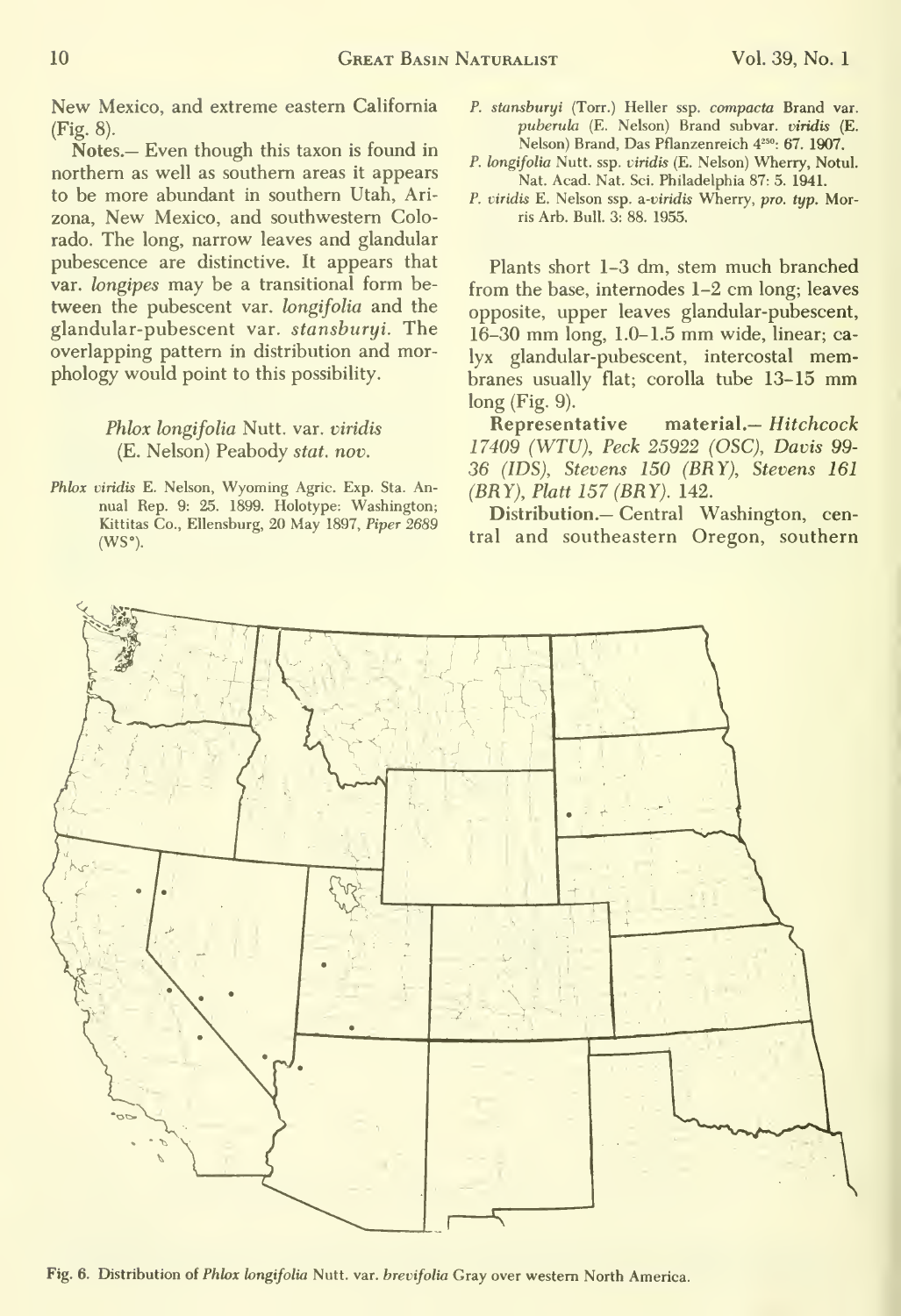New Mexico, and extreme eastern California (Fig. 8).

**Notes.**— Even though this taxon is found in northern as well as southern areas it appears to be more abundant in southern Utah, Arizona, New Mexico, and southwestern Colorado. The long, narrow leaves and glandular pubescence are distinctive. It appears that var. *longipes* may be a transitional form between the pubescent var. *longifolia* and the glandular-pubescent var. *stansburyi*. The overlapping pattern in distribution and morphology would point to this possibility.

### *Phlox longifolia* Nutt. var. *viridis* (E. Nelson) Peabody *stat. nov.*

*Phlox viridis* E. Nelson, Wyoming Agric. Exp. Sta. Annual Rep. 9: 25. 1899. Holotype: Washington; Kittitas Co., Ellensburg, 20 May 1897, *Piper 2689* (WS*).

*P. stansburyi* (Torr.) Heller ssp. *compacta* Brand var. *puberula* (E. Nelson) Brand subvar. *viridis* (E. Nelson) Brand, Das Pflanzenreich 4[250]: 67. 1907.

*P. longifolia* Nutt. ssp. *viridis* (E. Nelson) Wherry, Notul. Nat. Acad. Nat. Sci. Philadelphia 87: 5. 1941.

*P. viridis* E. Nelson ssp. a-*viridis* Wherry, *pro. typ.* Morris Arb. Bull. 3: 88. 1955.

Plants short 1–3 dm, stem much branched from the base, internodes 1–2 cm long; leaves opposite, upper leaves glandular-pubescent, 16–30 mm long, 1.0–1.5 mm wide, linear; calyx glandular-pubescent, intercostal membranes usually flat; corolla tube 13–15 mm long (Fig. 9).

**Representative material.**— *Hitchcock 17409 (WTU), Peck 25922 (OSC), Davis 99-36 (IDS), Stevens 150 (BRY), Stevens 161 (BRY), Platt 157 (BRY).* 142.

**Distribution.**— Central Washington, central and southeastern Oregon, southern

Fig. 6. Distribution of *Phlox longifolia* Nutt. var. *brevifolia* Gray over western North America.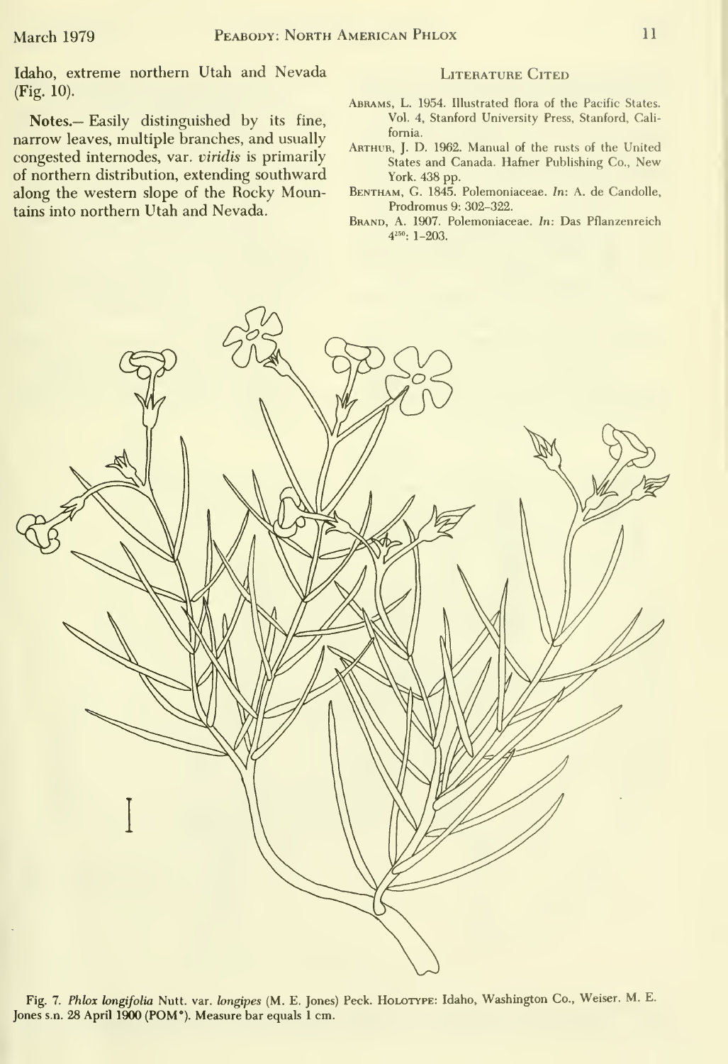Idaho, extreme northern Utah and Nevada (Fig. 10).

**Notes.**— Easily distinguished by its fine, narrow leaves, multiple branches, and usually congested internodes, var. *viridis* is primarily of northern distribution, extending southward along the western slope of the Rocky Mountains into northern Utah and Nevada.

## Literature Cited

Abrams, L. 1954. Illustrated flora of the Pacific States. Vol. 4, Stanford University Press, Stanford, California.

Arthur, J. D. 1962. Manual of the rusts of the United States and Canada. Hafner Publishing Co., New York. 438 pp.

Bentham, G. 1845. Polemoniaceae. *In*: A. de Candolle, Prodromus 9: 302–322.

Brand, A. 1907. Polemoniaceae. *In*: Das Pflanzenreich $4^{250}$: 1–203.

Fig. 7. *Phlox longifolia* Nutt. var. *longipes* (M. E. Jones) Peck. Holotype: Idaho, Washington Co., Weiser. M. E. Jones s.n. 28 April 1900 (POM*). Measure bar equals 1 cm.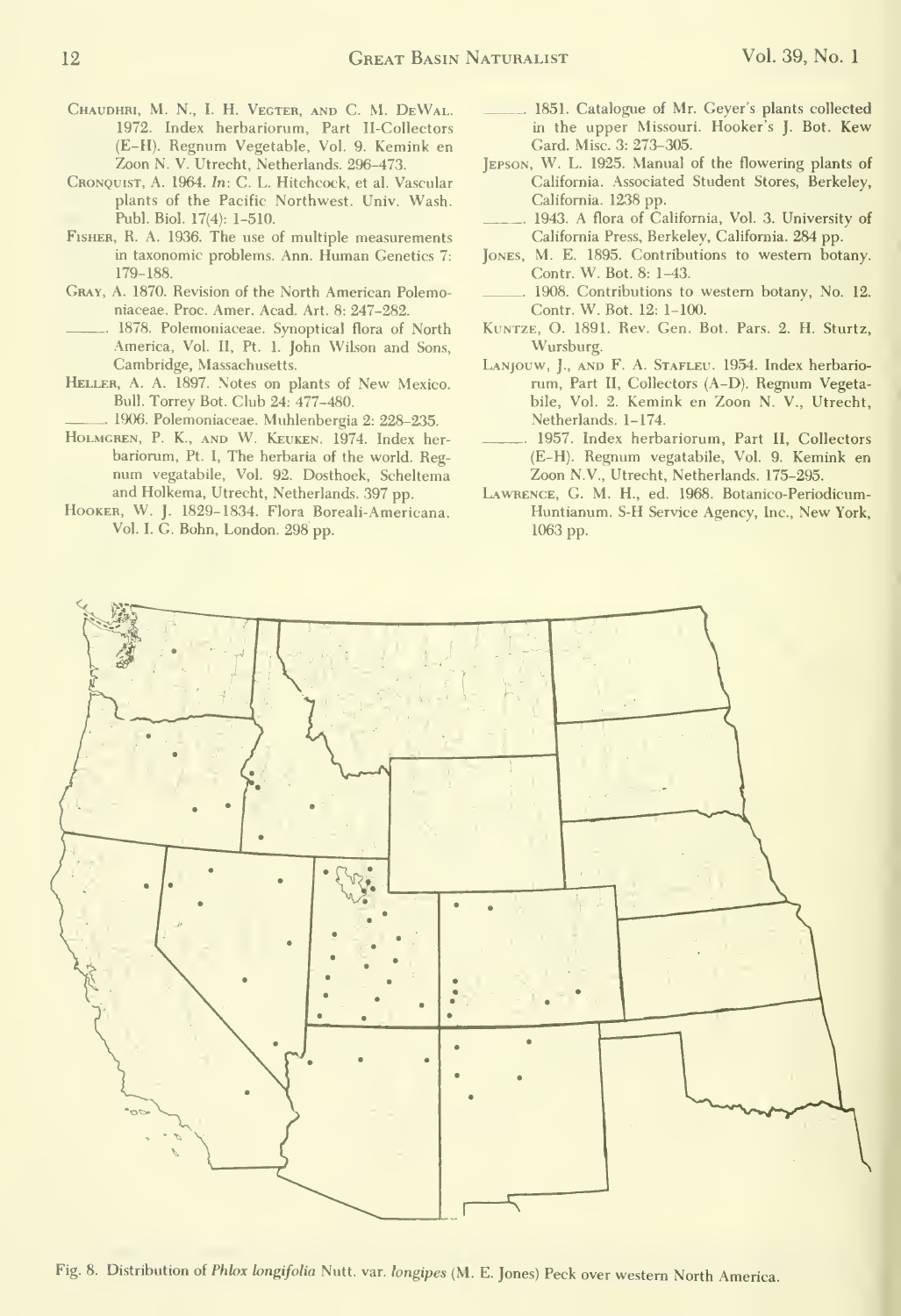Chaudhri, M. N., I. H. Vegter, and C. M. DeWal. 1972. Index herbariorum, Part II-Collectors (E–H). Regnum Vegetable, Vol. 9. Kemink en Zoon N. V. Utrecht, Netherlands. 296–473.

Cronquist, A. 1964. *In*: C. L. Hitchcock, et al. Vascular plants of the Pacific Northwest. Univ. Wash. Publ. Biol. 17(4): 1–510.

Fisher, R. A. 1936. The use of multiple measurements in taxonomic problems. Ann. Human Genetics 7: 179–188.

Gray, A. 1870. Revision of the North American Polemoniaceae. Proc. Amer. Acad. Art. 8: 247–282.

———. 1878. Polemoniaceae. Synoptical flora of North America, Vol. II, Pt. 1. John Wilson and Sons, Cambridge, Massachusetts.

Heller, A. A. 1897. Notes on plants of New Mexico. Bull. Torrey Bot. Club 24: 477–480.

———. 1906. Polemoniaceae. Muhlenbergia 2: 228–235.

Holmgren, P. K., and W. Keuken. 1974. Index herbariorum, Pt. 1, The herbaria of the world. Regnum vegatabile, Vol. 92. Dosthoek, Scheltema and Holkema, Utrecht, Netherlands. 397 pp.

Hooker, W. J. 1829–1834. Flora Boreali-Americana. Vol. I. G. Bohn, London. 298 pp.

———. 1851. Catalogue of Mr. Geyer's plants collected in the upper Missouri. Hooker's J. Bot. Kew Gard. Misc. 3: 273–305.

Jepson, W. L. 1925. Manual of the flowering plants of California. Associated Student Stores, Berkeley, California. 1238 pp.

———. 1943. A flora of California, Vol. 3. University of California Press, Berkeley, California. 284 pp.

Jones, M. E. 1895. Contributions to western botany. Contr. W. Bot. 8: 1–43.

———. 1908. Contributions to western botany, No. 12. Contr. W. Bot. 12: 1–100.

Kuntze, O. 1891. Rev. Gen. Bot. Pars. 2. H. Sturtz, Wursburg.

Lanjouw, J., and F. A. Stafleu. 1954. Index herbariorum, Part II, Collectors (A–D). Regnum Vegetabile, Vol. 2. Kemink en Zoon N. V., Utrecht, Netherlands. 1–174.

———. 1957. Index herbariorum, Part II, Collectors (E–H). Regnum vegatabile, Vol. 9. Kemink en Zoon N.V., Utrecht, Netherlands. 175–295.

Lawrence, G. M. H., ed. 1968. Botanico-Periodicum-Huntianum. S-H Service Agency, Inc., New York, 1063 pp.

Fig. 8. Distribution of *Phlox longifolia* Nutt. var. *longipes* (M. E. Jones) Peck over western North America.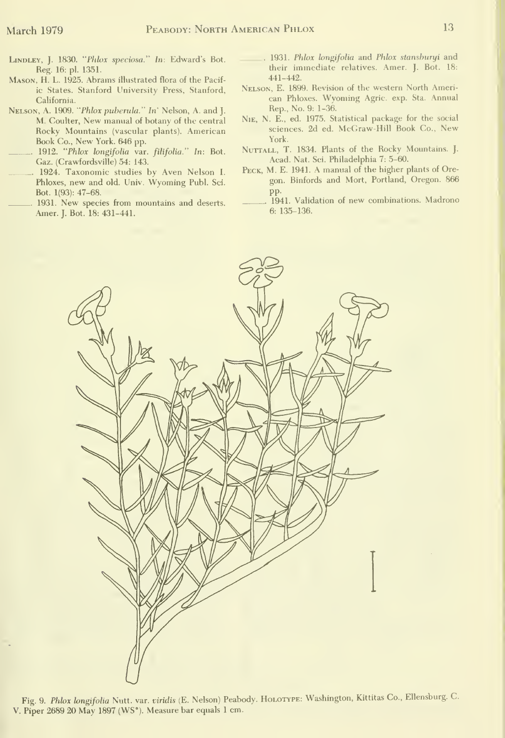Lindley, J. 1830. "*Phlox speciosa*." *In*: Edward's Bot. Reg. 16: pl. 1351.

Mason, H. L. 1925. Abrams illustrated flora of the Pacific States. Stanford University Press, Stanford, California.

Nelson, A. 1909. "*Phlox puberula*." *In*: Nelson, A. and J. M. Coulter, New manual of botany of the central Rocky Mountains (vascular plants). American Book Co., New York. 646 pp.

———. 1912. "*Phlox longifolia* var. *filifolia*." *In*: Bot. Gaz. (Crawfordsville) 54: 143.

———. 1924. Taxonomic studies by Aven Nelson I. Phloxes, new and old. Univ. Wyoming Publ. Sci. Bot. 1(93): 47–68.

———. 1931. New species from mountains and deserts. Amer. J. Bot. 18: 431–441.

———. 1931. *Phlox longifolia* and *Phlox stansburyi* and their immediate relatives. Amer. J. Bot. 18: 441–442.

Nelson, E. 1899. Revision of the western North American Phloxes. Wyoming Agric. exp. Sta. Annual Rep., No. 9: 1–36.

Nie, N. E., ed. 1975. Statistical package for the social sciences. 2d ed. McGraw-Hill Book Co., New York.

Nuttall, T. 1834. Plants of the Rocky Mountains. J. Acad. Nat. Sci. Philadelphia 7: 5–60.

Peck, M. E. 1941. A manual of the higher plants of Oregon. Binfords and Mort, Portland, Oregon. 866 pp.

———. 1941. Validation of new combinations. Madrono 6: 135–136.

Fig. 9. *Phlox longifolia* Nutt. var. *viridis* (E. Nelson) Peabody. Holotype: Washington, Kittitas Co., Ellensburg. C. V. Piper 2689 20 May 1897 (WS*). Measure bar equals 1 cm.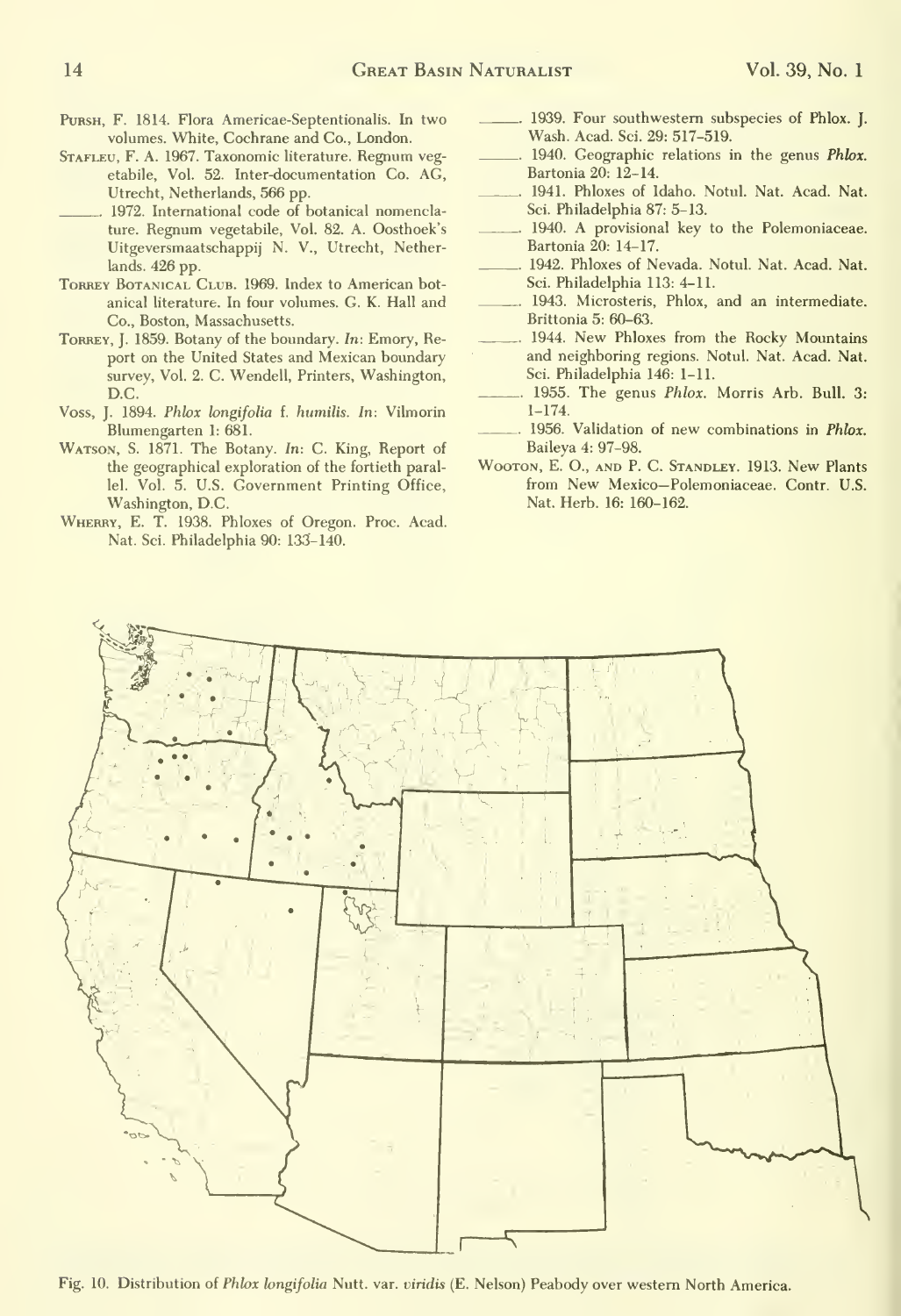Pursh, F. 1814. Flora Americae-Septentionalis. In two volumes. White, Cochrane and Co., London.

Stafleu, F. A. 1967. Taxonomic literature. Regnum vegetabile, Vol. 52. Inter-documentation Co. AG, Utrecht, Netherlands, 566 pp.

______. 1972. International code of botanical nomenclature. Regnum vegetabile, Vol. 82. A. Oosthoek's Uitgeversmaatschappij N. V., Utrecht, Netherlands. 426 pp.

Torrey Botanical Club. 1969. Index to American botanical literature. In four volumes. G. K. Hall and Co., Boston, Massachusetts.

Torrey, J. 1859. Botany of the boundary. *In*: Emory, Report on the United States and Mexican boundary survey, Vol. 2. C. Wendell, Printers, Washington, D.C.

Voss, J. 1894. *Phlox longifolia* f. *humilis*. *In*: Vilmorin Blumengarten 1: 681.

Watson, S. 1871. The Botany. *In*: C. King, Report of the geographical exploration of the fortieth parallel. Vol. 5. U.S. Government Printing Office, Washington, D.C.

Wherry, E. T. 1938. Phloxes of Oregon. Proc. Acad. Nat. Sci. Philadelphia 90: 133-140.

______. 1939. Four southwestern subspecies of Phlox. J. Wash. Acad. Sci. 29: 517-519.

______. 1940. Geographic relations in the genus *Phlox*. Bartonia 20: 12-14.

______. 1941. Phloxes of Idaho. Notul. Nat. Acad. Nat. Sci. Philadelphia 87: 5-13.

______. 1940. A provisional key to the Polemoniaceae. Bartonia 20: 14-17.

______. 1942. Phloxes of Nevada. Notul. Nat. Acad. Nat. Sci. Philadelphia 113: 4-11.

______. 1943. Microsteris, Phlox, and an intermediate. Brittonia 5: 60-63.

______. 1944. New Phloxes from the Rocky Mountains and neighboring regions. Notul. Nat. Acad. Nat. Sci. Philadelphia 146: 1-11.

______. 1955. The genus *Phlox*. Morris Arb. Bull. 3: 1-174.

______. 1956. Validation of new combinations in *Phlox*. Baileya 4: 97-98.

Wooton, E. O., and P. C. Standley. 1913. New Plants from New Mexico—Polemoniaceae. Contr. U.S. Nat. Herb. 16: 160-162.

Fig. 10. Distribution of *Phlox longifolia* Nutt. var. *viridis* (E. Nelson) Peabody over western North America.